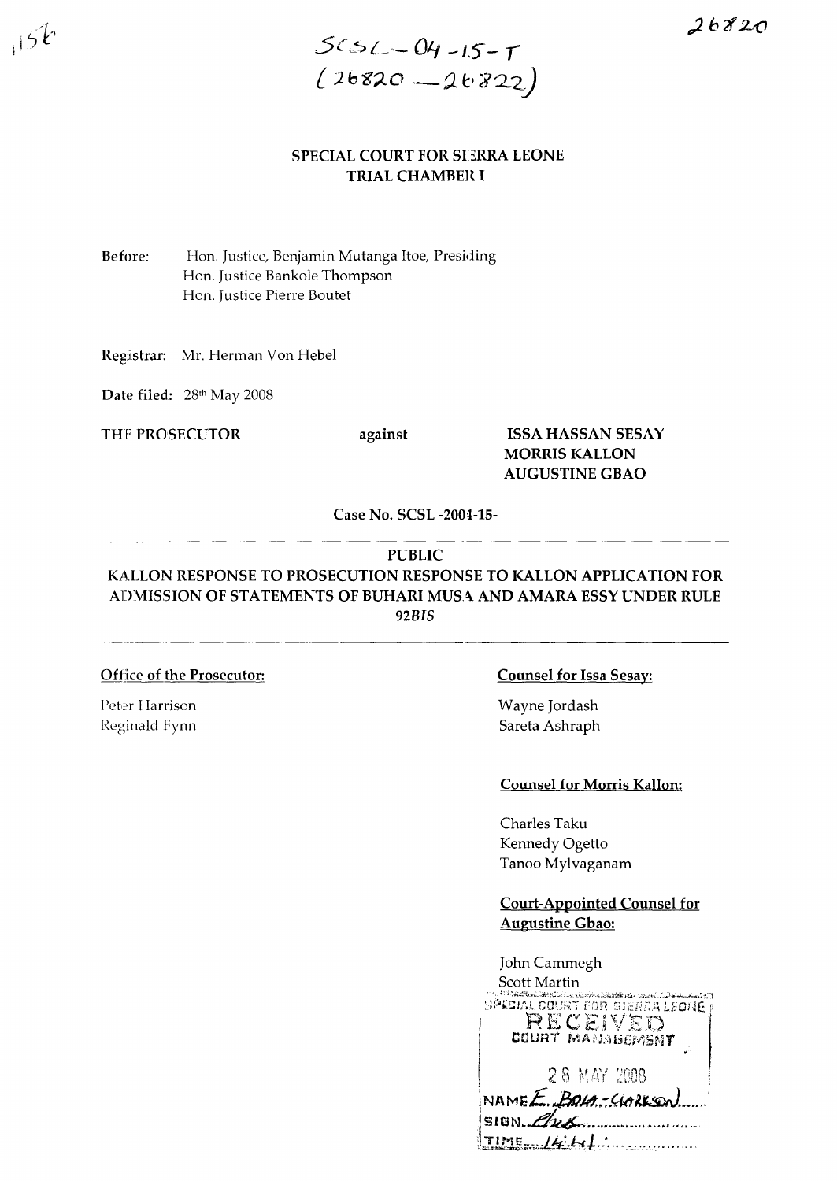156

26820

SCSL-04-15-T
(26820—26822)

**SPECIAL COURT FOR SIERRA LEONE**
**TRIAL CHAMBER I**

**Before:** Hon. Justice, Benjamin Mutanga Itoe, Presiding
Hon. Justice Bankole Thompson
Hon. Justice Pierre Boutet

**Registrar:** Mr. Herman Von Hebel

**Date filed:** 28th May 2008

**THE PROSECUTOR** **against** **ISSA HASSAN SESAY**
**MORRIS KALLON**
**AUGUSTINE GBAO**

**Case No. SCSL -2004-15-**

---

**PUBLIC**
**KALLON RESPONSE TO PROSECUTION RESPONSE TO KALLON APPLICATION FOR ADMISSION OF STATEMENTS OF BUHARI MUSA AND AMARA ESSY UNDER RULE 92*BIS***

---

**Office of the Prosecutor:**

Peter Harrison
Reginald Fynn

**Counsel for Issa Sesay:**

Wayne Jordash
Sareta Ashraph

**Counsel for Morris Kallon:**

Charles Taku
Kennedy Ogetto
Tanoo Mylvaganam

**Court-Appointed Counsel for Augustine Gbao:**

John Cammegh
Scott Martin

SPECIAL COURT FOR SIERRA LEONE
RECEIVED
COURT MANAGEMENT
28 MAY 2008
NAME E. BOLA-CLARKSON
SIGN.
TIME 14:41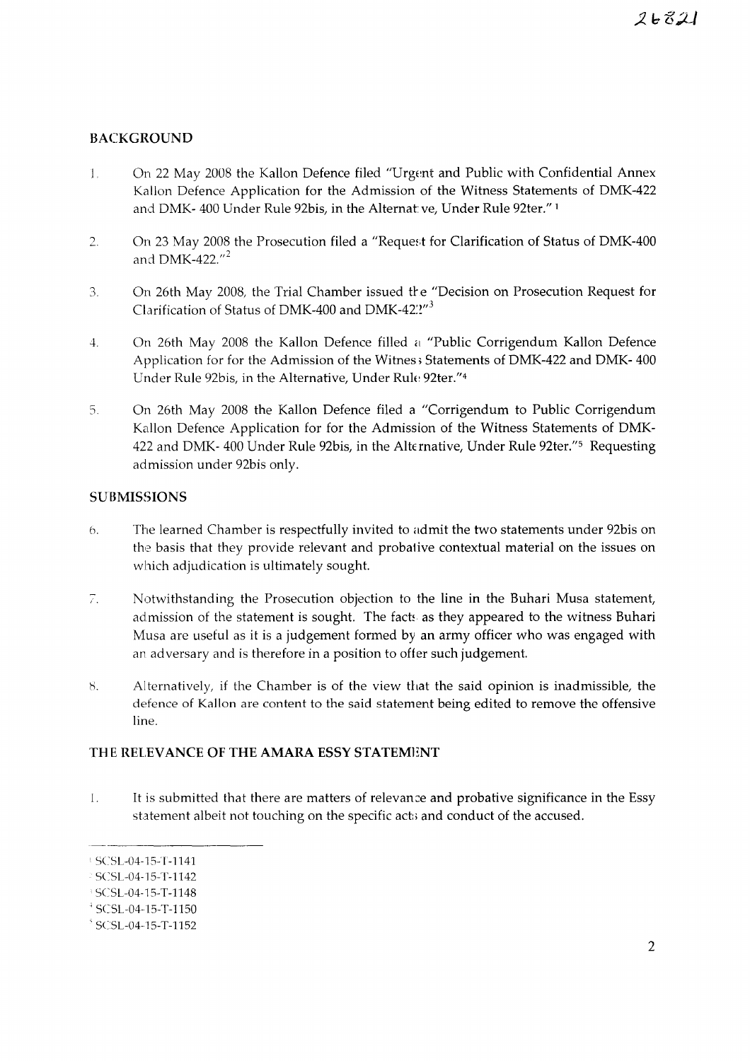## BACKGROUND

1. On 22 May 2008 the Kallon Defence filed "Urgent and Public with Confidential Annex Kallon Defence Application for the Admission of the Witness Statements of DMK-422 and DMK- 400 Under Rule 92bis, in the Alternative, Under Rule 92ter." [1]

2. On 23 May 2008 the Prosecution filed a "Request for Clarification of Status of DMK-400 and DMK-422."[2]

3. On 26th May 2008, the Trial Chamber issued the "Decision on Prosecution Request for Clarification of Status of DMK-400 and DMK-422"[3]

4. On 26th May 2008 the Kallon Defence filled a "Public Corrigendum Kallon Defence Application for for the Admission of the Witness Statements of DMK-422 and DMK- 400 Under Rule 92bis, in the Alternative, Under Rule 92ter."[4]

5. On 26th May 2008 the Kallon Defence filed a "Corrigendum to Public Corrigendum Kallon Defence Application for for the Admission of the Witness Statements of DMK-422 and DMK- 400 Under Rule 92bis, in the Alternative, Under Rule 92ter."[5] Requesting admission under 92bis only.

## SUBMISSIONS

6. The learned Chamber is respectfully invited to admit the two statements under 92bis on the basis that they provide relevant and probative contextual material on the issues on which adjudication is ultimately sought.

7. Notwithstanding the Prosecution objection to the line in the Buhari Musa statement, admission of the statement is sought. The facts as they appeared to the witness Buhari Musa are useful as it is a judgement formed by an army officer who was engaged with an adversary and is therefore in a position to offer such judgement.

8. Alternatively, if the Chamber is of the view that the said opinion is inadmissible, the defence of Kallon are content to the said statement being edited to remove the offensive line.

## THE RELEVANCE OF THE AMARA ESSY STATEMENT

1. It is submitted that there are matters of relevance and probative significance in the Essy statement albeit not touching on the specific acts and conduct of the accused.

---

[1] SCSL-04-15-T-1141

[2] SCSL-04-15-T-1142

[3] SCSL-04-15-T-1148

[4] SCSL-04-15-T-1150

[5] SCSL-04-15-T-1152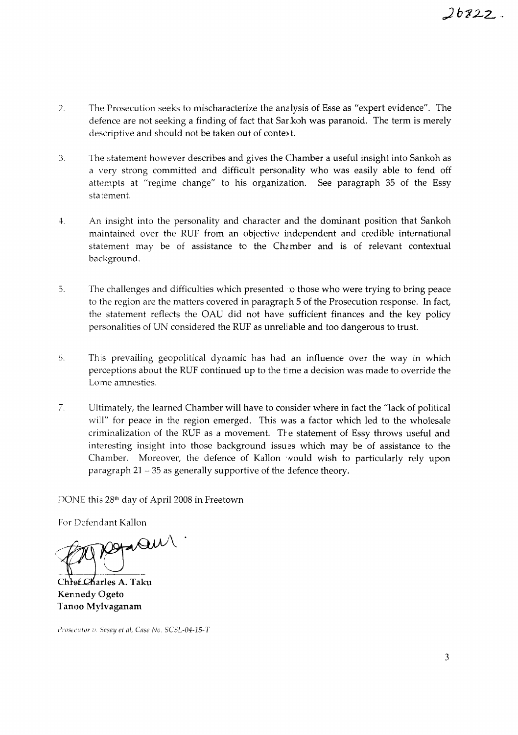2. The Prosecution seeks to mischaracterize the analysis of Esse as "expert evidence". The defence are not seeking a finding of fact that Sankoh was paranoid. The term is merely descriptive and should not be taken out of context.

3. The statement however describes and gives the Chamber a useful insight into Sankoh as a very strong committed and difficult personality who was easily able to fend off attempts at "regime change" to his organization. See paragraph 35 of the Essy statement.

4. An insight into the personality and character and the dominant position that Sankoh maintained over the RUF from an objective independent and credible international statement may be of assistance to the Chamber and is of relevant contextual background.

5. The challenges and difficulties which presented to those who were trying to bring peace to the region are the matters covered in paragraph 5 of the Prosecution response. In fact, the statement reflects the OAU did not have sufficient finances and the key policy personalities of UN considered the RUF as unreliable and too dangerous to trust.

6. This prevailing geopolitical dynamic has had an influence over the way in which perceptions about the RUF continued up to the time a decision was made to override the Lome amnesties.

7. Ultimately, the learned Chamber will have to consider where in fact the "lack of political will" for peace in the region emerged. This was a factor which led to the wholesale criminalization of the RUF as a movement. The statement of Essy throws useful and interesting insight into those background issues which may be of assistance to the Chamber. Moreover, the defence of Kallon would wish to particularly rely upon paragraph 21 – 35 as generally supportive of the defence theory.

DONE this 28th day of April 2008 in Freetown

For Defendant Kallon

Chief Charles A. Taku
**Kennedy Ogeto**
**Tanoo Mylvaganam**